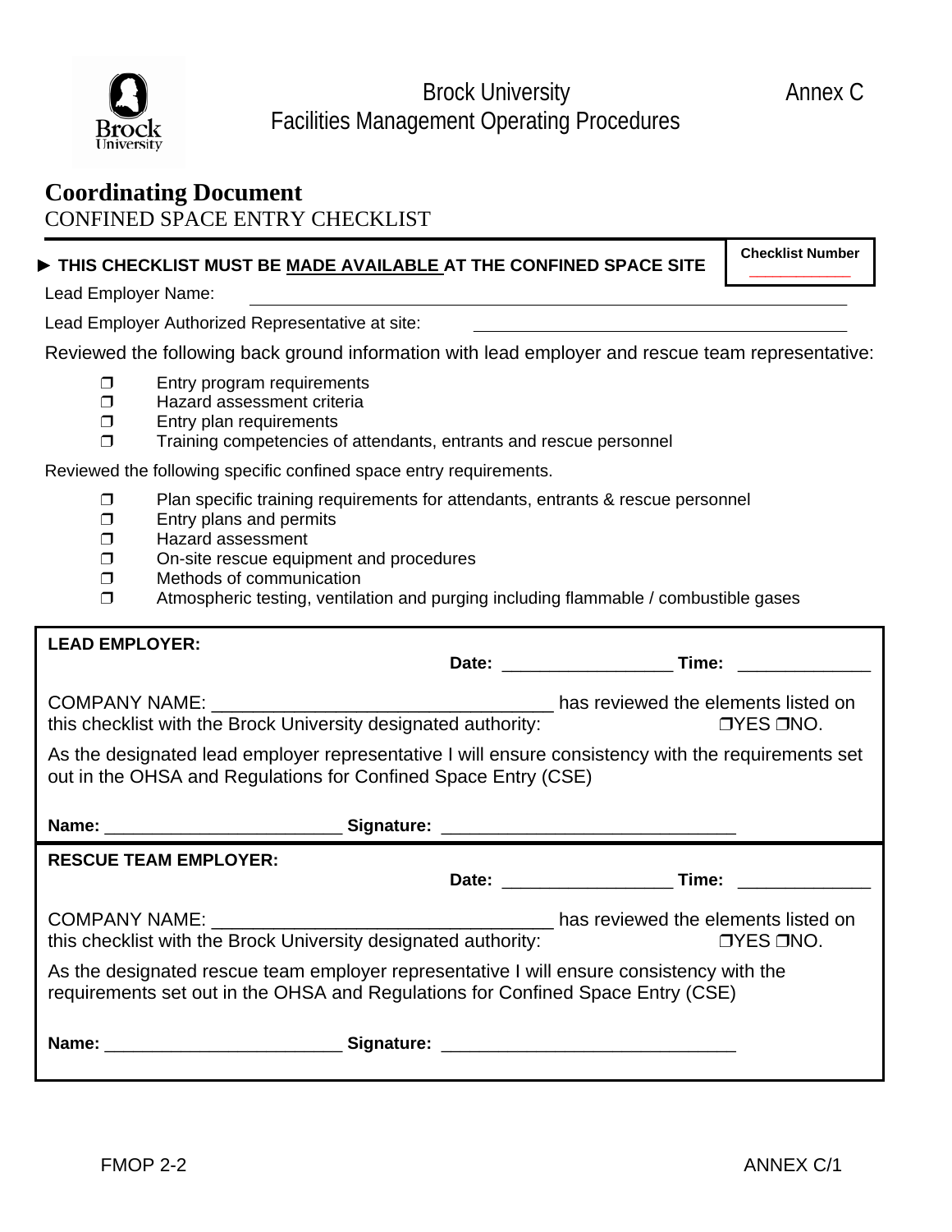Brock University — Annex C

Facilities Management Operating Procedures

# Coordinating Document

CONFINED SPACE ENTRY CHECKLIST

| ► **THIS CHECKLIST MUST BE MADE AVAILABLE AT THE CONFINED SPACE SITE** | **Checklist Number** ___________ |
|---|---|

Lead Employer Name: ______________________________

Lead Employer Authorized Representative at site: ______________________________

Reviewed the following back ground information with lead employer and rescue team representative:

- ❒ Entry program requirements
- ❒ Hazard assessment criteria
- ❒ Entry plan requirements
- ❒ Training competencies of attendants, entrants and rescue personnel

Reviewed the following specific confined space entry requirements.

- ❒ Plan specific training requirements for attendants, entrants & rescue personnel
- ❒ Entry plans and permits
- ❒ Hazard assessment
- ❒ On-site rescue equipment and procedures
- ❒ Methods of communication
- ❒ Atmospheric testing, ventilation and purging including flammable / combustible gases

---

**LEAD EMPLOYER:**

**Date:** __________________ **Time:** ______________

COMPANY NAME: _________________________________ has reviewed the elements listed on this checklist with the Brock University designated authority: ❒YES ❒NO.

As the designated lead employer representative I will ensure consistency with the requirements set out in the OHSA and Regulations for Confined Space Entry (CSE)

**Name:** ________________________ **Signature:** ______________________________

---

**RESCUE TEAM EMPLOYER:**

**Date:** __________________ **Time:** ______________

COMPANY NAME: _________________________________ has reviewed the elements listed on this checklist with the Brock University designated authority: ❒YES ❒NO.

As the designated rescue team employer representative I will ensure consistency with the requirements set out in the OHSA and Regulations for Confined Space Entry (CSE)

**Name:** ________________________ **Signature:** ______________________________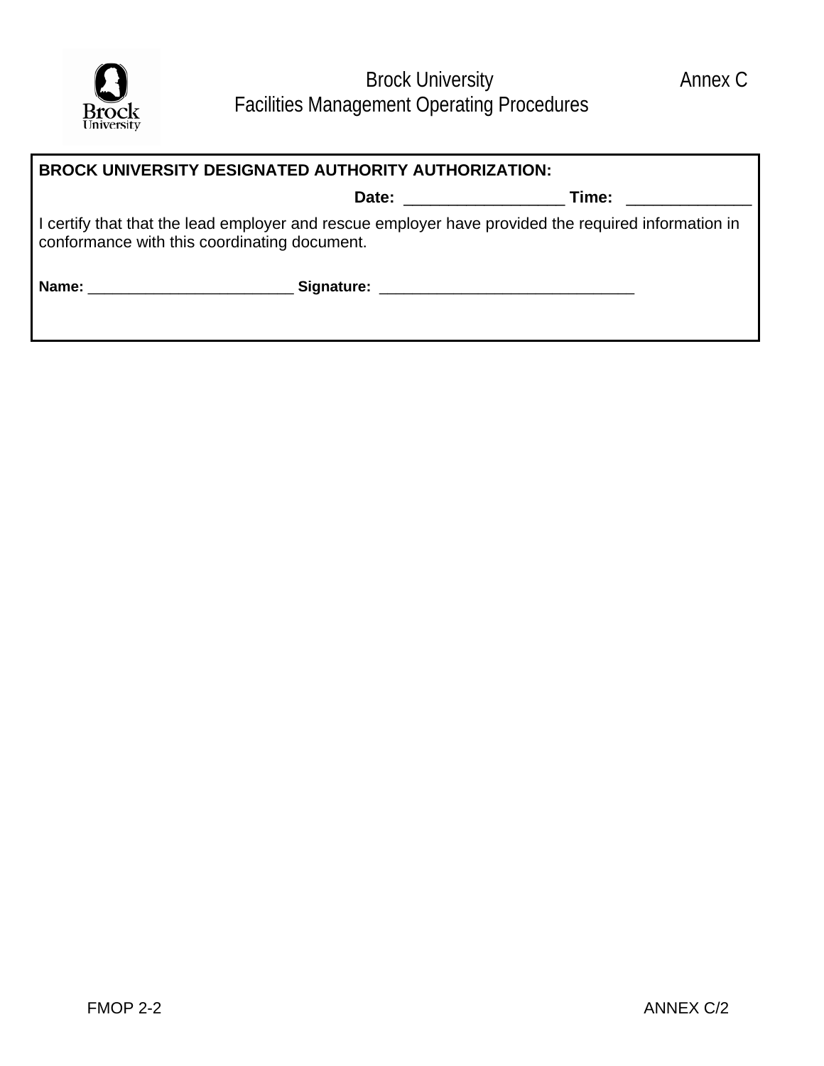**BROCK UNIVERSITY DESIGNATED AUTHORITY AUTHORIZATION:**

**Date:** __________________ **Time:** ______________

I certify that that the lead employer and rescue employer have provided the required information in conformance with this coordinating document.

**Name:** _________________________ **Signature:** _______________________________